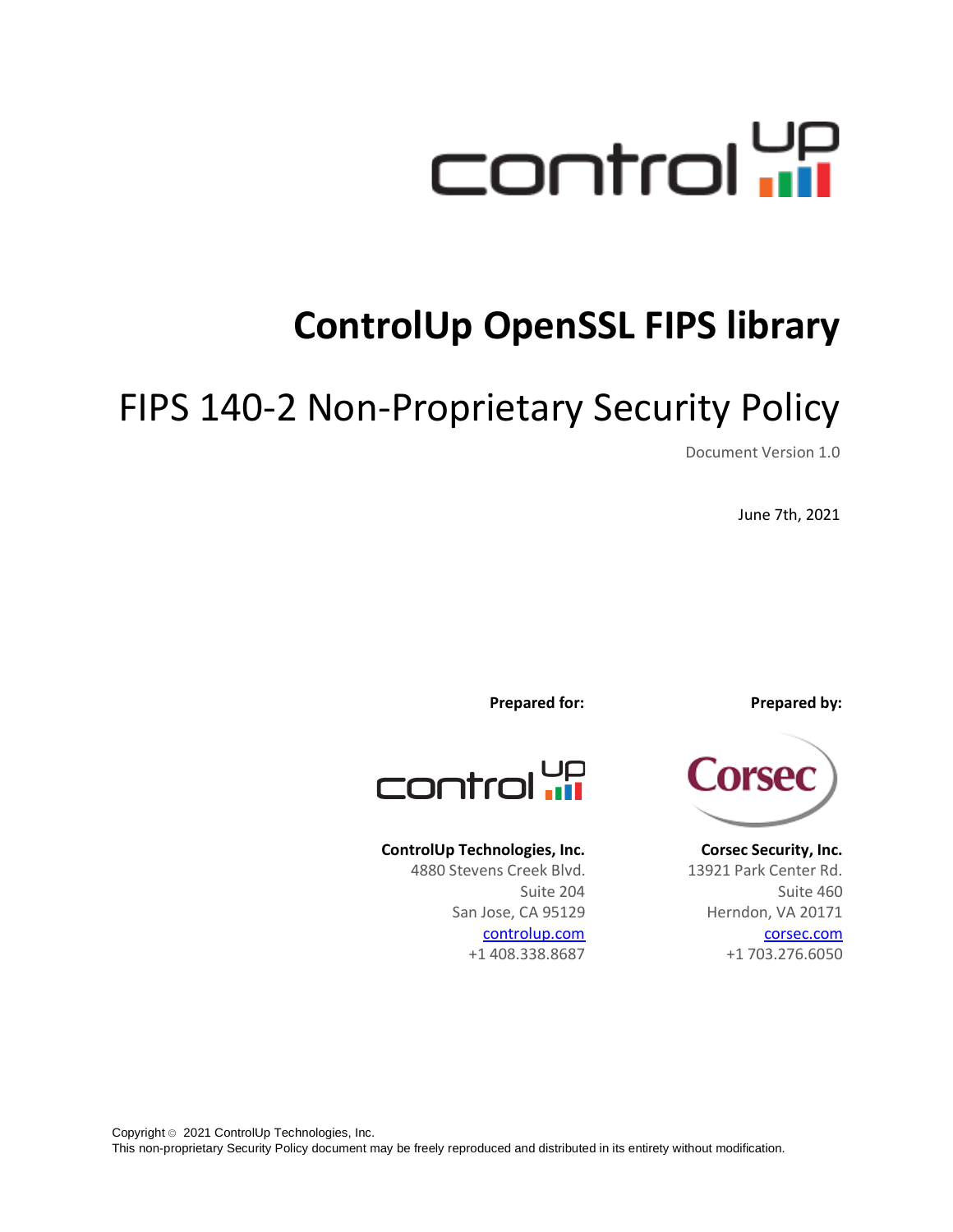# ControlUp OpenSSL FIPS library

## FIPS 140-2 Non-Proprietary Security Policy

Document Version 1.0

June 7th, 2021

**Prepared for:**

**ControlUp Technologies, Inc.**
4880 Stevens Creek Blvd.
Suite 204
San Jose, CA 95129
controlup.com
+1 408.338.8687

**Prepared by:**

**Corsec Security, Inc.**
13921 Park Center Rd.
Suite 460
Herndon, VA 20171
corsec.com
+1 703.276.6050

Copyright © 2021 ControlUp Technologies, Inc.
This non-proprietary Security Policy document may be freely reproduced and distributed in its entirety without modification.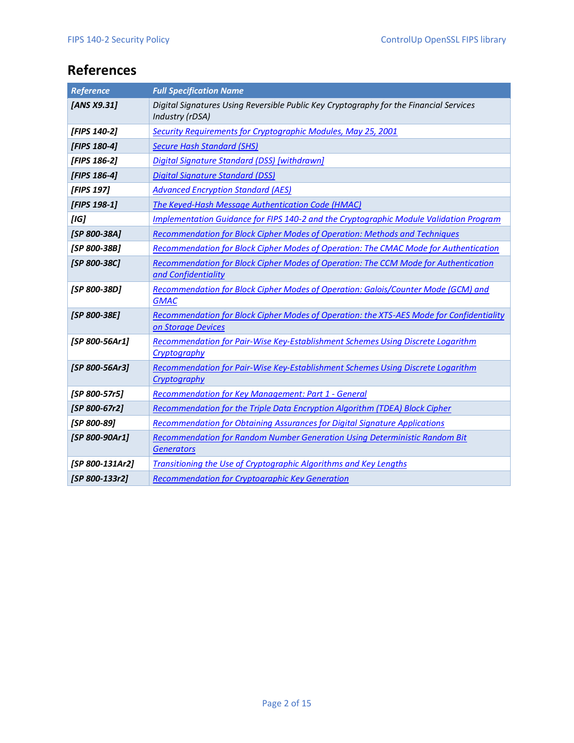## References

| Reference | Full Specification Name |
|---|---|
| *[ANS X9.31]* | *Digital Signatures Using Reversible Public Key Cryptography for the Financial Services Industry (rDSA)* |
| *[FIPS 140-2]* | *Security Requirements for Cryptographic Modules, May 25, 2001* |
| *[FIPS 180-4]* | *Secure Hash Standard (SHS)* |
| *[FIPS 186-2]* | *Digital Signature Standard (DSS) [withdrawn]* |
| *[FIPS 186-4]* | *Digital Signature Standard (DSS)* |
| *[FIPS 197]* | *Advanced Encryption Standard (AES)* |
| *[FIPS 198-1]* | *The Keyed-Hash Message Authentication Code (HMAC)* |
| *[IG]* | *Implementation Guidance for FIPS 140-2 and the Cryptographic Module Validation Program* |
| *[SP 800-38A]* | *Recommendation for Block Cipher Modes of Operation: Methods and Techniques* |
| *[SP 800-38B]* | *Recommendation for Block Cipher Modes of Operation: The CMAC Mode for Authentication* |
| *[SP 800-38C]* | *Recommendation for Block Cipher Modes of Operation: The CCM Mode for Authentication and Confidentiality* |
| *[SP 800-38D]* | *Recommendation for Block Cipher Modes of Operation: Galois/Counter Mode (GCM) and GMAC* |
| *[SP 800-38E]* | *Recommendation for Block Cipher Modes of Operation: the XTS-AES Mode for Confidentiality on Storage Devices* |
| *[SP 800-56Ar1]* | *Recommendation for Pair-Wise Key-Establishment Schemes Using Discrete Logarithm Cryptography* |
| *[SP 800-56Ar3]* | *Recommendation for Pair-Wise Key-Establishment Schemes Using Discrete Logarithm Cryptography* |
| *[SP 800-57r5]* | *Recommendation for Key Management: Part 1 - General* |
| *[SP 800-67r2]* | *Recommendation for the Triple Data Encryption Algorithm (TDEA) Block Cipher* |
| *[SP 800-89]* | *Recommendation for Obtaining Assurances for Digital Signature Applications* |
| *[SP 800-90Ar1]* | *Recommendation for Random Number Generation Using Deterministic Random Bit Generators* |
| *[SP 800-131Ar2]* | *Transitioning the Use of Cryptographic Algorithms and Key Lengths* |
| *[SP 800-133r2]* | *Recommendation for Cryptographic Key Generation* |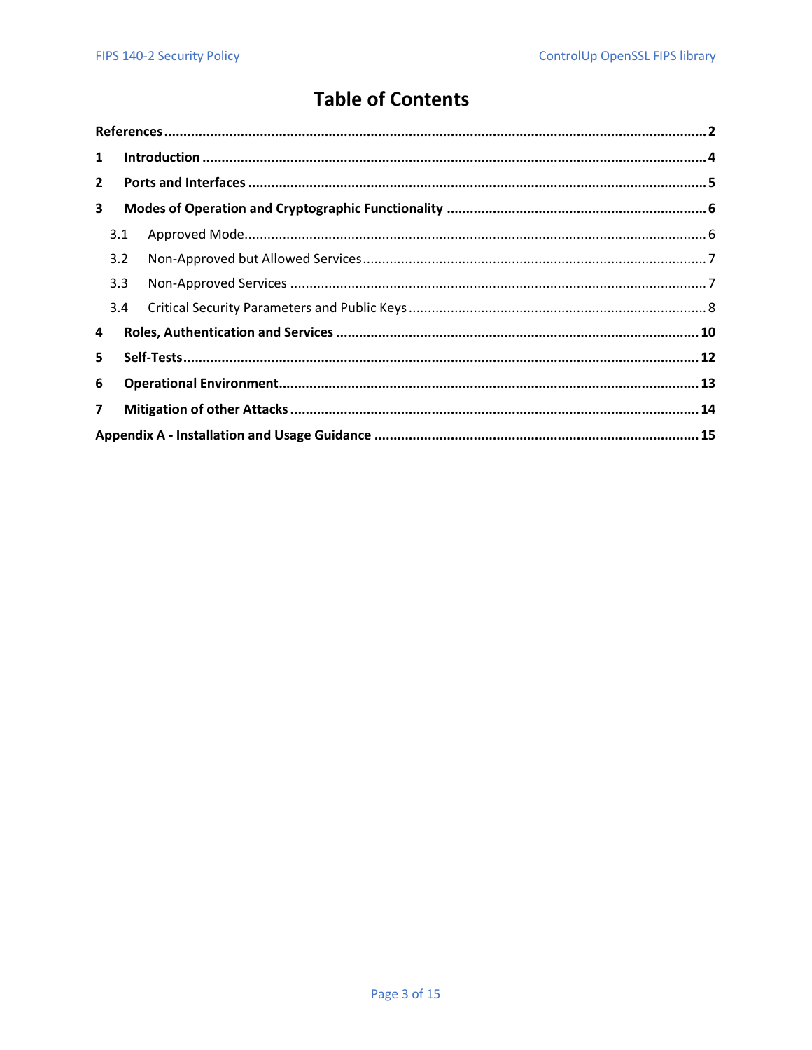# Table of Contents

**References** .......... **2**

**1 Introduction** .......... **4**

**2 Ports and Interfaces** .......... **5**

**3 Modes of Operation and Cryptographic Functionality** .......... **6**

- 3.1 Approved Mode .......... 6
- 3.2 Non-Approved but Allowed Services .......... 7
- 3.3 Non-Approved Services .......... 7
- 3.4 Critical Security Parameters and Public Keys .......... 8

**4 Roles, Authentication and Services** .......... **10**

**5 Self-Tests** .......... **12**

**6 Operational Environment** .......... **13**

**7 Mitigation of other Attacks** .......... **14**

**Appendix A - Installation and Usage Guidance** .......... **15**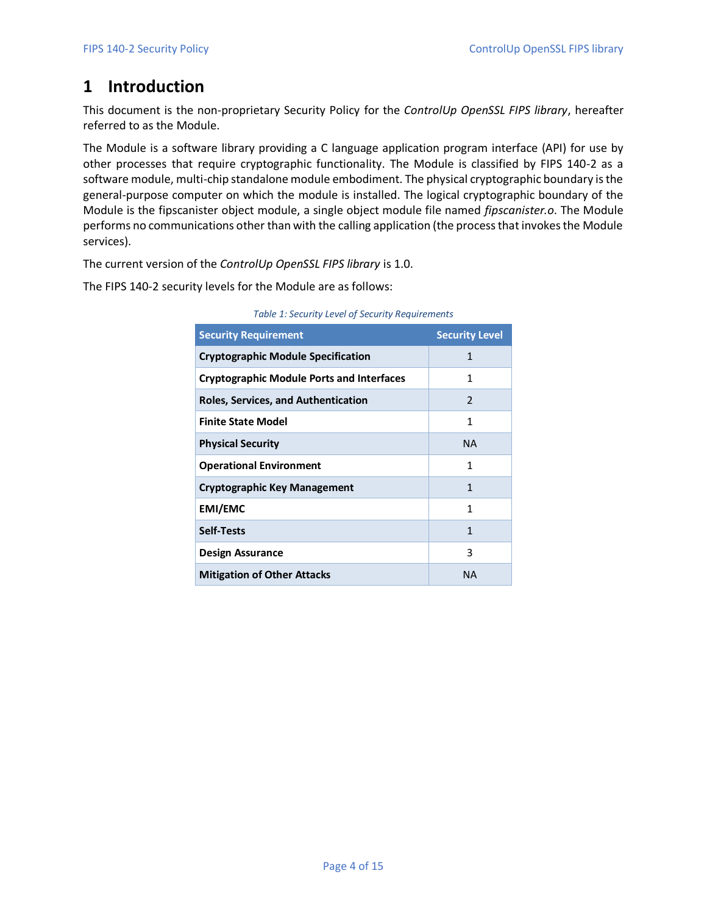# 1 Introduction

This document is the non-proprietary Security Policy for the *ControlUp OpenSSL FIPS library*, hereafter referred to as the Module.

The Module is a software library providing a C language application program interface (API) for use by other processes that require cryptographic functionality. The Module is classified by FIPS 140-2 as a software module, multi-chip standalone module embodiment. The physical cryptographic boundary is the general-purpose computer on which the module is installed. The logical cryptographic boundary of the Module is the fipscanister object module, a single object module file named *fipscanister.o*. The Module performs no communications other than with the calling application (the process that invokes the Module services).

The current version of the *ControlUp OpenSSL FIPS library* is 1.0.

The FIPS 140-2 security levels for the Module are as follows:

*Table 1: Security Level of Security Requirements*

| Security Requirement | Security Level |
|---|---|
| **Cryptographic Module Specification** | 1 |
| **Cryptographic Module Ports and Interfaces** | 1 |
| **Roles, Services, and Authentication** | 2 |
| **Finite State Model** | 1 |
| **Physical Security** | NA |
| **Operational Environment** | 1 |
| **Cryptographic Key Management** | 1 |
| **EMI/EMC** | 1 |
| **Self-Tests** | 1 |
| **Design Assurance** | 3 |
| **Mitigation of Other Attacks** | NA |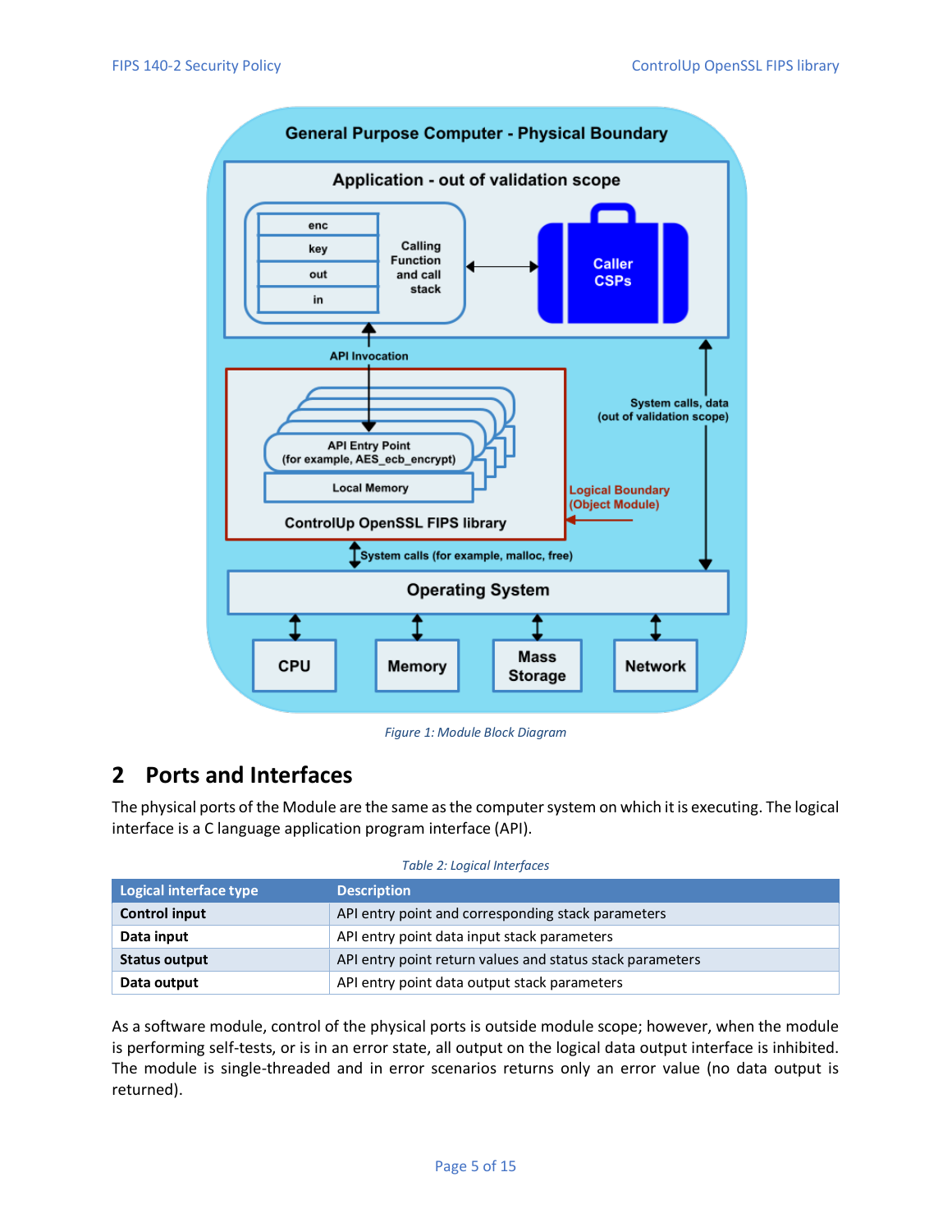Figure 1: Module Block Diagram

## 2 Ports and Interfaces

The physical ports of the Module are the same as the computer system on which it is executing. The logical interface is a C language application program interface (API).

Table 2: Logical Interfaces

| Logical interface type | Description |
|---|---|
| **Control input** | API entry point and corresponding stack parameters |
| **Data input** | API entry point data input stack parameters |
| **Status output** | API entry point return values and status stack parameters |
| **Data output** | API entry point data output stack parameters |

As a software module, control of the physical ports is outside module scope; however, when the module is performing self-tests, or is in an error state, all output on the logical data output interface is inhibited. The module is single-threaded and in error scenarios returns only an error value (no data output is returned).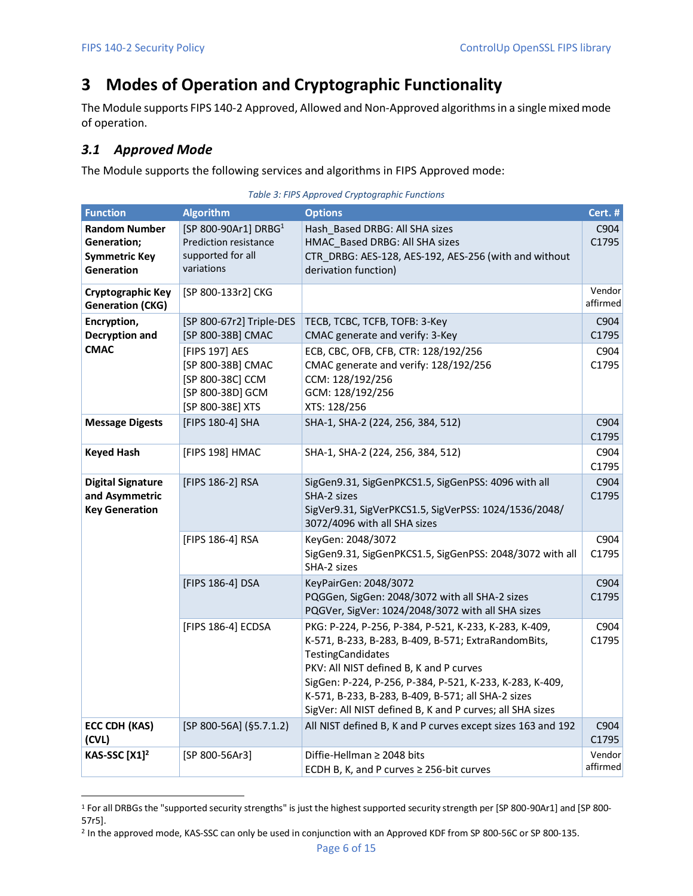# 3 Modes of Operation and Cryptographic Functionality

The Module supports FIPS 140-2 Approved, Allowed and Non-Approved algorithms in a single mixed mode of operation.

## *3.1 Approved Mode*

The Module supports the following services and algorithms in FIPS Approved mode:

*Table 3: FIPS Approved Cryptographic Functions*

| Function | Algorithm | Options | Cert. # |
|---|---|---|---|
| **Random Number Generation; Symmetric Key Generation** | [SP 800-90Ar1] DRBG[1] Prediction resistance supported for all variations | Hash_Based DRBG: All SHA sizes<br>HMAC_Based DRBG: All SHA sizes<br>CTR_DRBG: AES-128, AES-192, AES-256 (with and without derivation function) | C904<br>C1795 |
| **Cryptographic Key Generation (CKG)** | [SP 800-133r2] CKG | | Vendor affirmed |
| **Encryption, Decryption and CMAC** | [SP 800-67r2] Triple-DES<br>[SP 800-38B] CMAC | TECB, TCBC, TCFB, TOFB: 3-Key<br>CMAC generate and verify: 3-Key | C904<br>C1795 |
| | [FIPS 197] AES<br>[SP 800-38B] CMAC<br>[SP 800-38C] CCM<br>[SP 800-38D] GCM<br>[SP 800-38E] XTS | ECB, CBC, OFB, CFB, CTR: 128/192/256<br>CMAC generate and verify: 128/192/256<br>CCM: 128/192/256<br>GCM: 128/192/256<br>XTS: 128/256 | C904<br>C1795 |
| **Message Digests** | [FIPS 180-4] SHA | SHA-1, SHA-2 (224, 256, 384, 512) | C904<br>C1795 |
| **Keyed Hash** | [FIPS 198] HMAC | SHA-1, SHA-2 (224, 256, 384, 512) | C904<br>C1795 |
| **Digital Signature and Asymmetric Key Generation** | [FIPS 186-2] RSA | SigGen9.31, SigGenPKCS1.5, SigGenPSS: 4096 with all SHA-2 sizes<br>SigVer9.31, SigVerPKCS1.5, SigVerPSS: 1024/1536/2048/ 3072/4096 with all SHA sizes | C904<br>C1795 |
| | [FIPS 186-4] RSA | KeyGen: 2048/3072<br>SigGen9.31, SigGenPKCS1.5, SigGenPSS: 2048/3072 with all SHA-2 sizes | C904<br>C1795 |
| | [FIPS 186-4] DSA | KeyPairGen: 2048/3072<br>PQGGen, SigGen: 2048/3072 with all SHA-2 sizes<br>PQGVer, SigVer: 1024/2048/3072 with all SHA sizes | C904<br>C1795 |
| | [FIPS 186-4] ECDSA | PKG: P-224, P-256, P-384, P-521, K-233, K-283, K-409, K-571, B-233, B-283, B-409, B-571; ExtraRandomBits, TestingCandidates<br>PKV: All NIST defined B, K and P curves<br>SigGen: P-224, P-256, P-384, P-521, K-233, K-283, K-409, K-571, B-233, B-283, B-409, B-571; all SHA-2 sizes<br>SigVer: All NIST defined B, K and P curves; all SHA sizes | C904<br>C1795 |
| **ECC CDH (KAS) (CVL)** | [SP 800-56A] (§5.7.1.2) | All NIST defined B, K and P curves except sizes 163 and 192 | C904<br>C1795 |
| **KAS-SSC [X1][2]** | [SP 800-56Ar3] | Diffie-Hellman ≥ 2048 bits<br>ECDH B, K, and P curves ≥ 256-bit curves | Vendor affirmed |

[1] For all DRBGs the "supported security strengths" is just the highest supported security strength per [SP 800-90Ar1] and [SP 800-57r5].

[2] In the approved mode, KAS-SSC can only be used in conjunction with an Approved KDF from SP 800-56C or SP 800-135.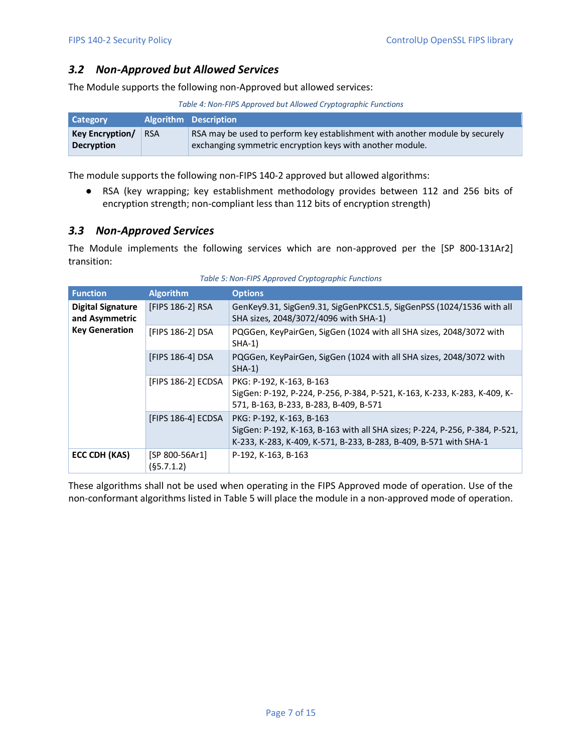### *3.2 Non-Approved but Allowed Services*

The Module supports the following non-Approved but allowed services:

*Table 4: Non-FIPS Approved but Allowed Cryptographic Functions*

| Category | Algorithm | Description |
|---|---|---|
| **Key Encryption/ Decryption** | RSA | RSA may be used to perform key establishment with another module by securely exchanging symmetric encryption keys with another module. |

The module supports the following non-FIPS 140-2 approved but allowed algorithms:

- RSA (key wrapping; key establishment methodology provides between 112 and 256 bits of encryption strength; non-compliant less than 112 bits of encryption strength)

### *3.3 Non-Approved Services*

The Module implements the following services which are non-approved per the [SP 800-131Ar2] transition:

*Table 5: Non-FIPS Approved Cryptographic Functions*

| Function | Algorithm | Options |
|---|---|---|
| **Digital Signature and Asymmetric Key Generation** | [FIPS 186-2] RSA | GenKey9.31, SigGen9.31, SigGenPKCS1.5, SigGenPSS (1024/1536 with all SHA sizes, 2048/3072/4096 with SHA-1) |
| | [FIPS 186-2] DSA | PQGGen, KeyPairGen, SigGen (1024 with all SHA sizes, 2048/3072 with SHA-1) |
| | [FIPS 186-4] DSA | PQGGen, KeyPairGen, SigGen (1024 with all SHA sizes, 2048/3072 with SHA-1) |
| | [FIPS 186-2] ECDSA | PKG: P-192, K-163, B-163<br>SigGen: P-192, P-224, P-256, P-384, P-521, K-163, K-233, K-283, K-409, K-571, B-163, B-233, B-283, B-409, B-571 |
| | [FIPS 186-4] ECDSA | PKG: P-192, K-163, B-163<br>SigGen: P-192, K-163, B-163 with all SHA sizes; P-224, P-256, P-384, P-521, K-233, K-283, K-409, K-571, B-233, B-283, B-409, B-571 with SHA-1 |
| **ECC CDH (KAS)** | [SP 800-56Ar1] (§5.7.1.2) | P-192, K-163, B-163 |

These algorithms shall not be used when operating in the FIPS Approved mode of operation. Use of the non-conformant algorithms listed in Table 5 will place the module in a non-approved mode of operation.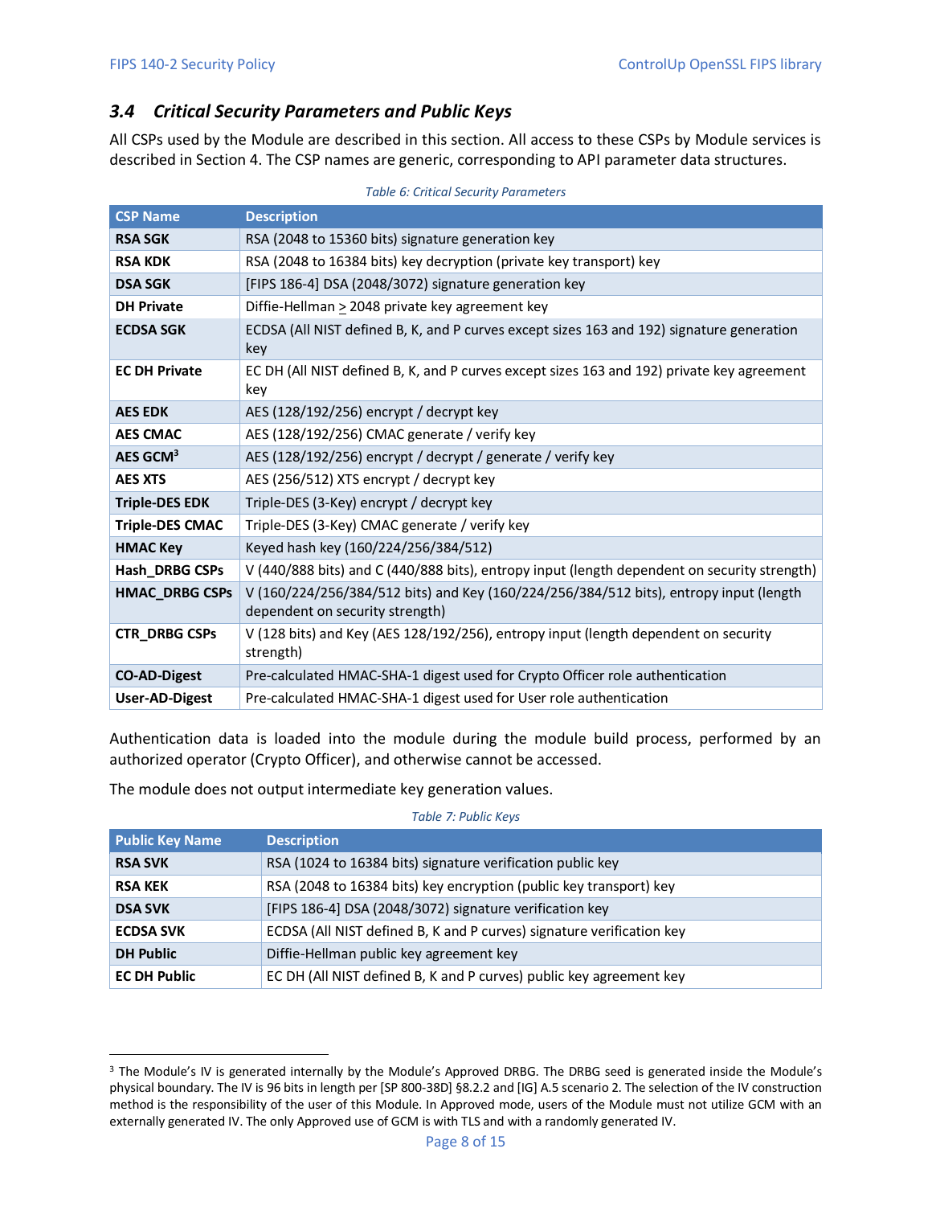### 3.4 Critical Security Parameters and Public Keys

All CSPs used by the Module are described in this section. All access to these CSPs by Module services is described in Section 4. The CSP names are generic, corresponding to API parameter data structures.

*Table 6: Critical Security Parameters*

| CSP Name | Description |
|---|---|
| **RSA SGK** | RSA (2048 to 15360 bits) signature generation key |
| **RSA KDK** | RSA (2048 to 16384 bits) key decryption (private key transport) key |
| **DSA SGK** | [FIPS 186-4] DSA (2048/3072) signature generation key |
| **DH Private** | Diffie-Hellman ≥ 2048 private key agreement key |
| **ECDSA SGK** | ECDSA (All NIST defined B, K, and P curves except sizes 163 and 192) signature generation key |
| **EC DH Private** | EC DH (All NIST defined B, K, and P curves except sizes 163 and 192) private key agreement key |
| **AES EDK** | AES (128/192/256) encrypt / decrypt key |
| **AES CMAC** | AES (128/192/256) CMAC generate / verify key |
| **AES GCM**[3] | AES (128/192/256) encrypt / decrypt / generate / verify key |
| **AES XTS** | AES (256/512) XTS encrypt / decrypt key |
| **Triple-DES EDK** | Triple-DES (3-Key) encrypt / decrypt key |
| **Triple-DES CMAC** | Triple-DES (3-Key) CMAC generate / verify key |
| **HMAC Key** | Keyed hash key (160/224/256/384/512) |
| **Hash_DRBG CSPs** | V (440/888 bits) and C (440/888 bits), entropy input (length dependent on security strength) |
| **HMAC_DRBG CSPs** | V (160/224/256/384/512 bits) and Key (160/224/256/384/512 bits), entropy input (length dependent on security strength) |
| **CTR_DRBG CSPs** | V (128 bits) and Key (AES 128/192/256), entropy input (length dependent on security strength) |
| **CO-AD-Digest** | Pre-calculated HMAC-SHA-1 digest used for Crypto Officer role authentication |
| **User-AD-Digest** | Pre-calculated HMAC-SHA-1 digest used for User role authentication |

Authentication data is loaded into the module during the module build process, performed by an authorized operator (Crypto Officer), and otherwise cannot be accessed.

The module does not output intermediate key generation values.

*Table 7: Public Keys*

| Public Key Name | Description |
|---|---|
| **RSA SVK** | RSA (1024 to 16384 bits) signature verification public key |
| **RSA KEK** | RSA (2048 to 16384 bits) key encryption (public key transport) key |
| **DSA SVK** | [FIPS 186-4] DSA (2048/3072) signature verification key |
| **ECDSA SVK** | ECDSA (All NIST defined B, K and P curves) signature verification key |
| **DH Public** | Diffie-Hellman public key agreement key |
| **EC DH Public** | EC DH (All NIST defined B, K and P curves) public key agreement key |

[3] The Module's IV is generated internally by the Module's Approved DRBG. The DRBG seed is generated inside the Module's physical boundary. The IV is 96 bits in length per [SP 800-38D] §8.2.2 and [IG] A.5 scenario 2. The selection of the IV construction method is the responsibility of the user of this Module. In Approved mode, users of the Module must not utilize GCM with an externally generated IV. The only Approved use of GCM is with TLS and with a randomly generated IV.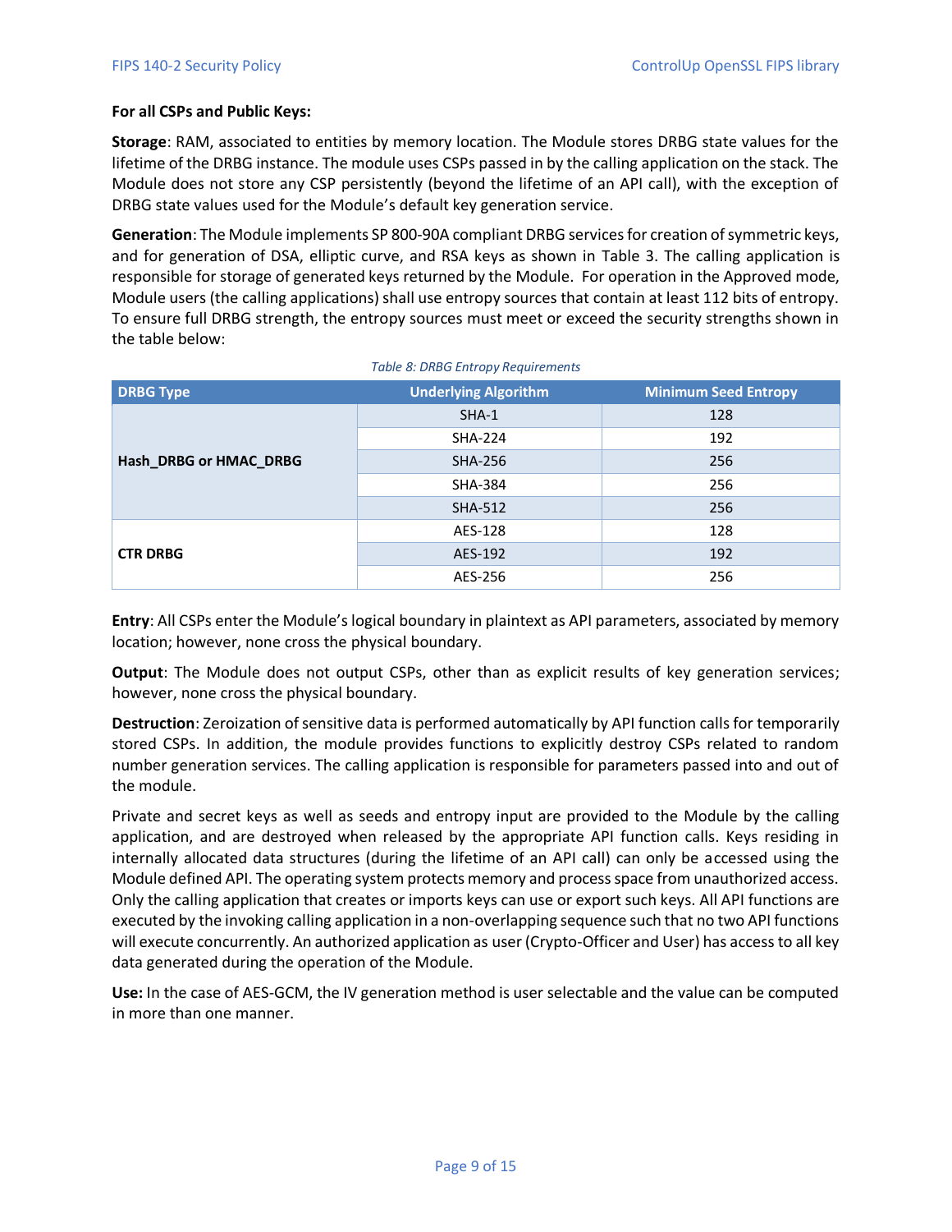**For all CSPs and Public Keys:**

**Storage**: RAM, associated to entities by memory location. The Module stores DRBG state values for the lifetime of the DRBG instance. The module uses CSPs passed in by the calling application on the stack. The Module does not store any CSP persistently (beyond the lifetime of an API call), with the exception of DRBG state values used for the Module's default key generation service.

**Generation**: The Module implements SP 800-90A compliant DRBG services for creation of symmetric keys, and for generation of DSA, elliptic curve, and RSA keys as shown in Table 3. The calling application is responsible for storage of generated keys returned by the Module. For operation in the Approved mode, Module users (the calling applications) shall use entropy sources that contain at least 112 bits of entropy. To ensure full DRBG strength, the entropy sources must meet or exceed the security strengths shown in the table below:

*Table 8: DRBG Entropy Requirements*

| DRBG Type | Underlying Algorithm | Minimum Seed Entropy |
|---|---|---|
| **Hash_DRBG or HMAC_DRBG** | SHA-1 | 128 |
| | SHA-224 | 192 |
| | SHA-256 | 256 |
| | SHA-384 | 256 |
| | SHA-512 | 256 |
| **CTR DRBG** | AES-128 | 128 |
| | AES-192 | 192 |
| | AES-256 | 256 |

**Entry**: All CSPs enter the Module's logical boundary in plaintext as API parameters, associated by memory location; however, none cross the physical boundary.

**Output**: The Module does not output CSPs, other than as explicit results of key generation services; however, none cross the physical boundary.

**Destruction**: Zeroization of sensitive data is performed automatically by API function calls for temporarily stored CSPs. In addition, the module provides functions to explicitly destroy CSPs related to random number generation services. The calling application is responsible for parameters passed into and out of the module.

Private and secret keys as well as seeds and entropy input are provided to the Module by the calling application, and are destroyed when released by the appropriate API function calls. Keys residing in internally allocated data structures (during the lifetime of an API call) can only be accessed using the Module defined API. The operating system protects memory and process space from unauthorized access. Only the calling application that creates or imports keys can use or export such keys. All API functions are executed by the invoking calling application in a non-overlapping sequence such that no two API functions will execute concurrently. An authorized application as user (Crypto-Officer and User) has access to all key data generated during the operation of the Module.

**Use:** In the case of AES-GCM, the IV generation method is user selectable and the value can be computed in more than one manner.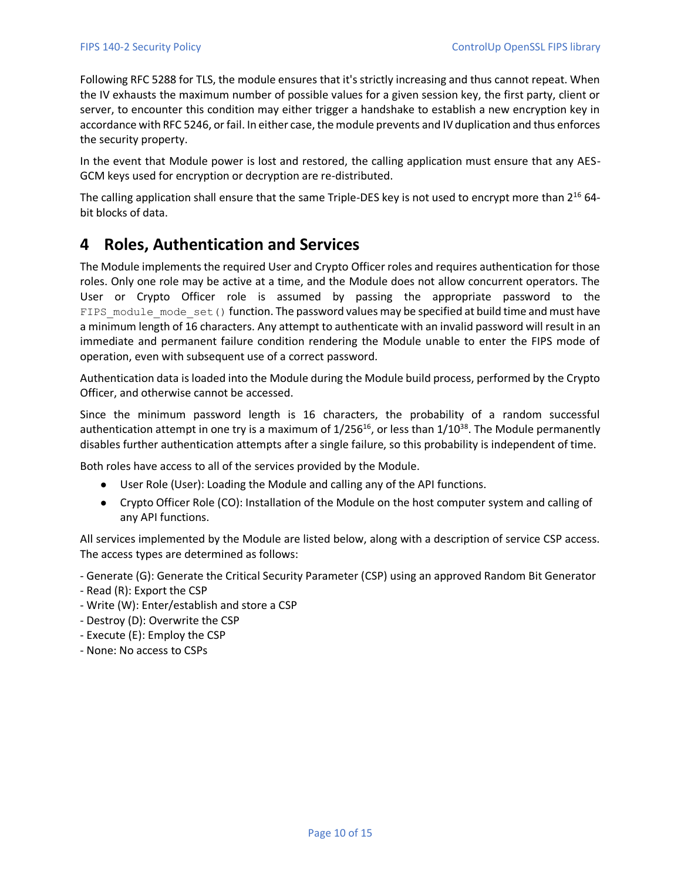Following RFC 5288 for TLS, the module ensures that it's strictly increasing and thus cannot repeat. When the IV exhausts the maximum number of possible values for a given session key, the first party, client or server, to encounter this condition may either trigger a handshake to establish a new encryption key in accordance with RFC 5246, or fail. In either case, the module prevents and IV duplication and thus enforces the security property.

In the event that Module power is lost and restored, the calling application must ensure that any AES-GCM keys used for encryption or decryption are re-distributed.

The calling application shall ensure that the same Triple-DES key is not used to encrypt more than $2^{16}$ 64-bit blocks of data.

# 4 Roles, Authentication and Services

The Module implements the required User and Crypto Officer roles and requires authentication for those roles. Only one role may be active at a time, and the Module does not allow concurrent operators. The User or Crypto Officer role is assumed by passing the appropriate password to the `FIPS_module_mode_set()` function. The password values may be specified at build time and must have a minimum length of 16 characters. Any attempt to authenticate with an invalid password will result in an immediate and permanent failure condition rendering the Module unable to enter the FIPS mode of operation, even with subsequent use of a correct password.

Authentication data is loaded into the Module during the Module build process, performed by the Crypto Officer, and otherwise cannot be accessed.

Since the minimum password length is 16 characters, the probability of a random successful authentication attempt in one try is a maximum of $1/256^{16}$, or less than $1/10^{38}$. The Module permanently disables further authentication attempts after a single failure, so this probability is independent of time.

Both roles have access to all of the services provided by the Module.

- User Role (User): Loading the Module and calling any of the API functions.
- Crypto Officer Role (CO): Installation of the Module on the host computer system and calling of any API functions.

All services implemented by the Module are listed below, along with a description of service CSP access. The access types are determined as follows:

- Generate (G): Generate the Critical Security Parameter (CSP) using an approved Random Bit Generator
- Read (R): Export the CSP
- Write (W): Enter/establish and store a CSP
- Destroy (D): Overwrite the CSP
- Execute (E): Employ the CSP
- None: No access to CSPs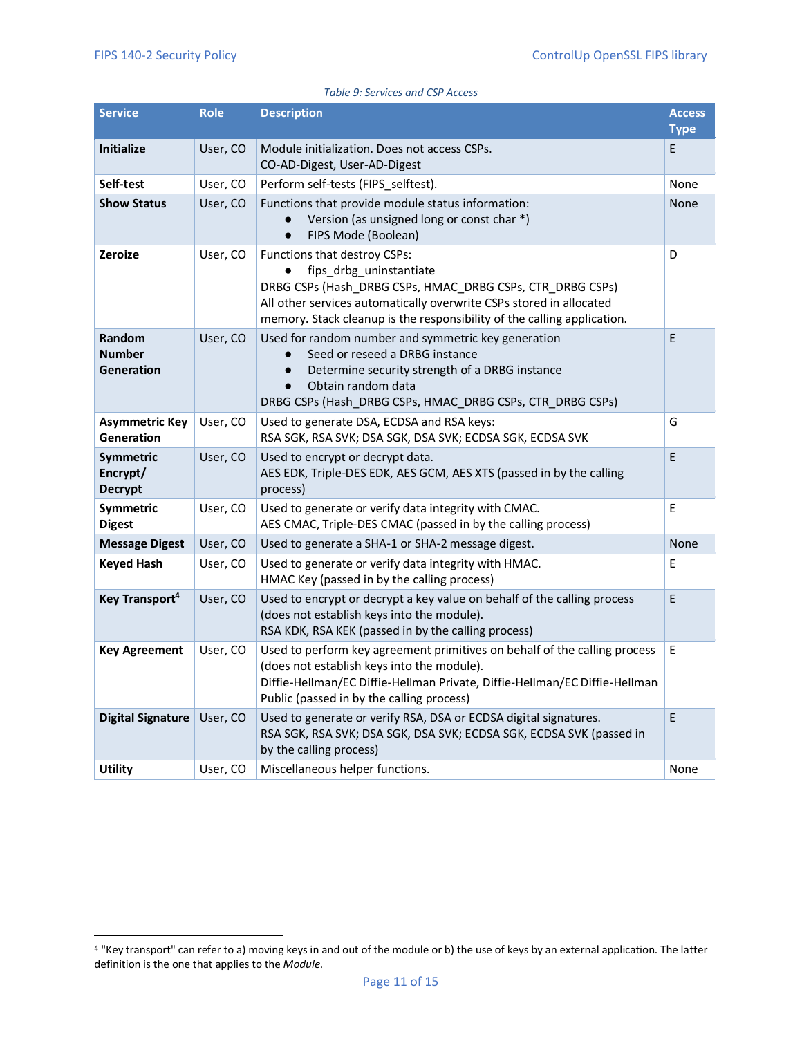*Table 9: Services and CSP Access*

| Service | Role | Description | Access Type |
|---|---|---|---|
| **Initialize** | User, CO | Module initialization. Does not access CSPs.<br>CO-AD-Digest, User-AD-Digest | E |
| **Self-test** | User, CO | Perform self-tests (FIPS_selftest). | None |
| **Show Status** | User, CO | Functions that provide module status information:<br>● Version (as unsigned long or const char *)<br>● FIPS Mode (Boolean) | None |
| **Zeroize** | User, CO | Functions that destroy CSPs:<br>● fips_drbg_uninstantiate<br>DRBG CSPs (Hash_DRBG CSPs, HMAC_DRBG CSPs, CTR_DRBG CSPs)<br>All other services automatically overwrite CSPs stored in allocated memory. Stack cleanup is the responsibility of the calling application. | D |
| **Random Number Generation** | User, CO | Used for random number and symmetric key generation<br>● Seed or reseed a DRBG instance<br>● Determine security strength of a DRBG instance<br>● Obtain random data<br>DRBG CSPs (Hash_DRBG CSPs, HMAC_DRBG CSPs, CTR_DRBG CSPs) | E |
| **Asymmetric Key Generation** | User, CO | Used to generate DSA, ECDSA and RSA keys:<br>RSA SGK, RSA SVK; DSA SGK, DSA SVK; ECDSA SGK, ECDSA SVK | G |
| **Symmetric Encrypt/ Decrypt** | User, CO | Used to encrypt or decrypt data.<br>AES EDK, Triple-DES EDK, AES GCM, AES XTS (passed in by the calling process) | E |
| **Symmetric Digest** | User, CO | Used to generate or verify data integrity with CMAC.<br>AES CMAC, Triple-DES CMAC (passed in by the calling process) | E |
| **Message Digest** | User, CO | Used to generate a SHA-1 or SHA-2 message digest. | None |
| **Keyed Hash** | User, CO | Used to generate or verify data integrity with HMAC.<br>HMAC Key (passed in by the calling process) | E |
| **Key Transport**[4] | User, CO | Used to encrypt or decrypt a key value on behalf of the calling process (does not establish keys into the module).<br>RSA KDK, RSA KEK (passed in by the calling process) | E |
| **Key Agreement** | User, CO | Used to perform key agreement primitives on behalf of the calling process (does not establish keys into the module).<br>Diffie-Hellman/EC Diffie-Hellman Private, Diffie-Hellman/EC Diffie-Hellman Public (passed in by the calling process) | E |
| **Digital Signature** | User, CO | Used to generate or verify RSA, DSA or ECDSA digital signatures.<br>RSA SGK, RSA SVK; DSA SGK, DSA SVK; ECDSA SGK, ECDSA SVK (passed in by the calling process) | E |
| **Utility** | User, CO | Miscellaneous helper functions. | None |

[4] "Key transport" can refer to a) moving keys in and out of the module or b) the use of keys by an external application. The latter definition is the one that applies to the *Module*.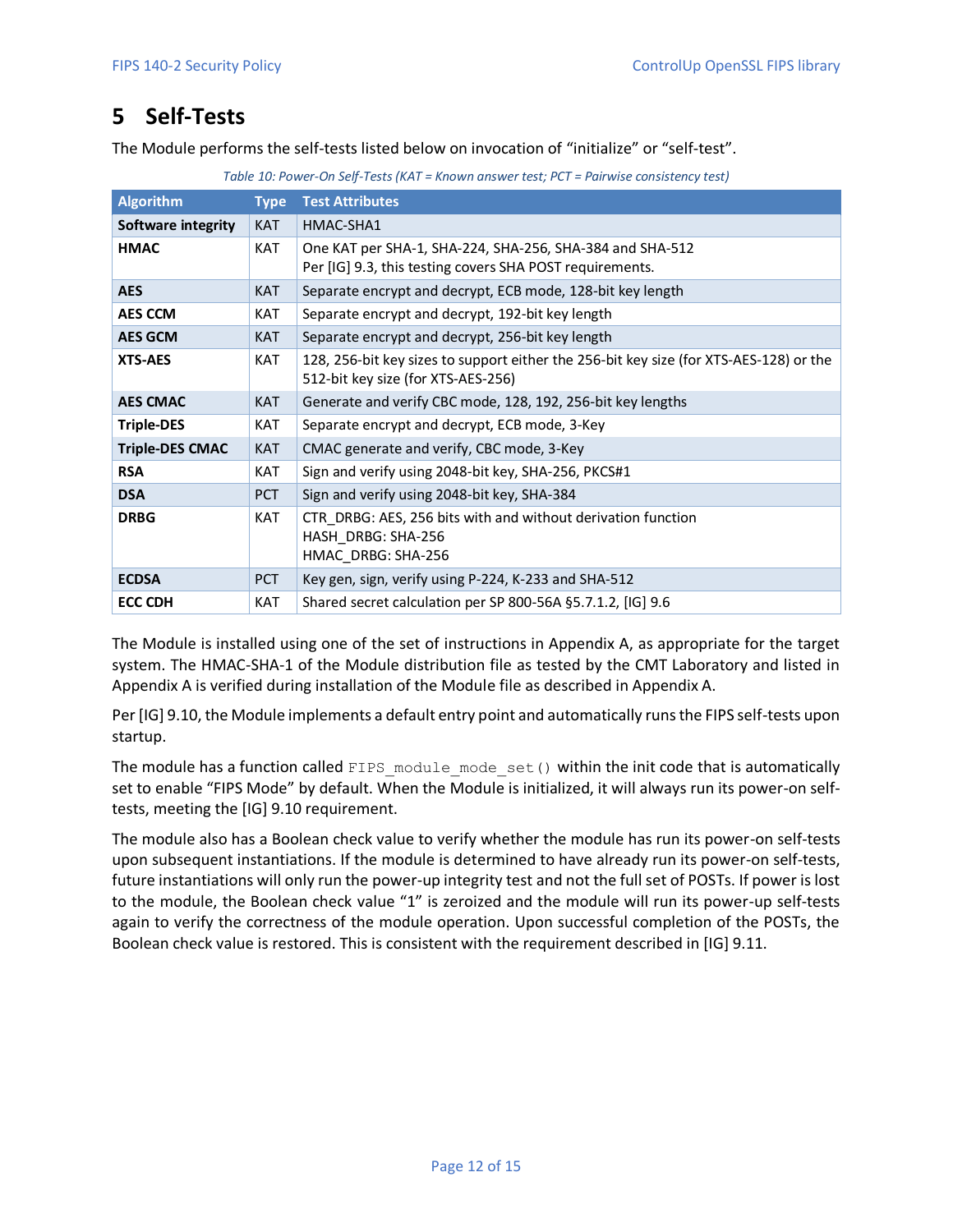# 5 Self-Tests

The Module performs the self-tests listed below on invocation of "initialize" or "self-test".

*Table 10: Power-On Self-Tests (KAT = Known answer test; PCT = Pairwise consistency test)*

| Algorithm | Type | Test Attributes |
|---|---|---|
| **Software integrity** | KAT | HMAC-SHA1 |
| **HMAC** | KAT | One KAT per SHA-1, SHA-224, SHA-256, SHA-384 and SHA-512<br>Per [IG] 9.3, this testing covers SHA POST requirements. |
| **AES** | KAT | Separate encrypt and decrypt, ECB mode, 128-bit key length |
| **AES CCM** | KAT | Separate encrypt and decrypt, 192-bit key length |
| **AES GCM** | KAT | Separate encrypt and decrypt, 256-bit key length |
| **XTS-AES** | KAT | 128, 256-bit key sizes to support either the 256-bit key size (for XTS-AES-128) or the 512-bit key size (for XTS-AES-256) |
| **AES CMAC** | KAT | Generate and verify CBC mode, 128, 192, 256-bit key lengths |
| **Triple-DES** | KAT | Separate encrypt and decrypt, ECB mode, 3-Key |
| **Triple-DES CMAC** | KAT | CMAC generate and verify, CBC mode, 3-Key |
| **RSA** | KAT | Sign and verify using 2048-bit key, SHA-256, PKCS#1 |
| **DSA** | PCT | Sign and verify using 2048-bit key, SHA-384 |
| **DRBG** | KAT | CTR_DRBG: AES, 256 bits with and without derivation function<br>HASH_DRBG: SHA-256<br>HMAC_DRBG: SHA-256 |
| **ECDSA** | PCT | Key gen, sign, verify using P-224, K-233 and SHA-512 |
| **ECC CDH** | KAT | Shared secret calculation per SP 800-56A §5.7.1.2, [IG] 9.6 |

The Module is installed using one of the set of instructions in Appendix A, as appropriate for the target system. The HMAC-SHA-1 of the Module distribution file as tested by the CMT Laboratory and listed in Appendix A is verified during installation of the Module file as described in Appendix A.

Per [IG] 9.10, the Module implements a default entry point and automatically runs the FIPS self-tests upon startup.

The module has a function called `FIPS_module_mode_set()` within the init code that is automatically set to enable "FIPS Mode" by default. When the Module is initialized, it will always run its power-on self-tests, meeting the [IG] 9.10 requirement.

The module also has a Boolean check value to verify whether the module has run its power-on self-tests upon subsequent instantiations. If the module is determined to have already run its power-on self-tests, future instantiations will only run the power-up integrity test and not the full set of POSTs. If power is lost to the module, the Boolean check value "1" is zeroized and the module will run its power-up self-tests again to verify the correctness of the module operation. Upon successful completion of the POSTs, the Boolean check value is restored. This is consistent with the requirement described in [IG] 9.11.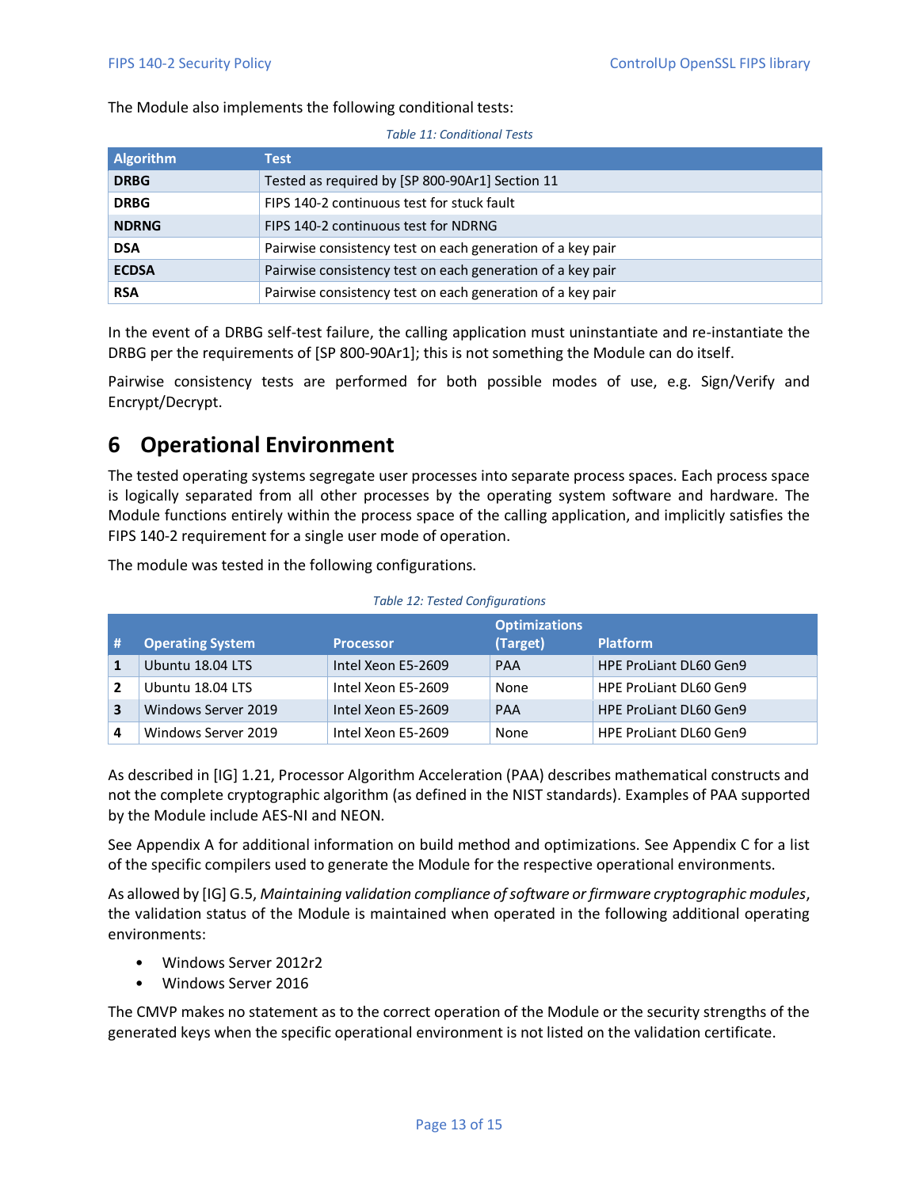The Module also implements the following conditional tests:

*Table 11: Conditional Tests*

| Algorithm | Test |
|---|---|
| **DRBG** | Tested as required by [SP 800-90Ar1] Section 11 |
| **DRBG** | FIPS 140-2 continuous test for stuck fault |
| **NDRNG** | FIPS 140-2 continuous test for NDRNG |
| **DSA** | Pairwise consistency test on each generation of a key pair |
| **ECDSA** | Pairwise consistency test on each generation of a key pair |
| **RSA** | Pairwise consistency test on each generation of a key pair |

In the event of a DRBG self-test failure, the calling application must uninstantiate and re-instantiate the DRBG per the requirements of [SP 800-90Ar1]; this is not something the Module can do itself.

Pairwise consistency tests are performed for both possible modes of use, e.g. Sign/Verify and Encrypt/Decrypt.

# 6 Operational Environment

The tested operating systems segregate user processes into separate process spaces. Each process space is logically separated from all other processes by the operating system software and hardware. The Module functions entirely within the process space of the calling application, and implicitly satisfies the FIPS 140-2 requirement for a single user mode of operation.

The module was tested in the following configurations.

*Table 12: Tested Configurations*

| # | Operating System | Processor | Optimizations (Target) | Platform |
|---|---|---|---|---|
| **1** | Ubuntu 18.04 LTS | Intel Xeon E5-2609 | PAA | HPE ProLiant DL60 Gen9 |
| **2** | Ubuntu 18.04 LTS | Intel Xeon E5-2609 | None | HPE ProLiant DL60 Gen9 |
| **3** | Windows Server 2019 | Intel Xeon E5-2609 | PAA | HPE ProLiant DL60 Gen9 |
| **4** | Windows Server 2019 | Intel Xeon E5-2609 | None | HPE ProLiant DL60 Gen9 |

As described in [IG] 1.21, Processor Algorithm Acceleration (PAA) describes mathematical constructs and not the complete cryptographic algorithm (as defined in the NIST standards). Examples of PAA supported by the Module include AES-NI and NEON.

See Appendix A for additional information on build method and optimizations. See Appendix C for a list of the specific compilers used to generate the Module for the respective operational environments.

As allowed by [IG] G.5, *Maintaining validation compliance of software or firmware cryptographic modules*, the validation status of the Module is maintained when operated in the following additional operating environments:

- Windows Server 2012r2
- Windows Server 2016

The CMVP makes no statement as to the correct operation of the Module or the security strengths of the generated keys when the specific operational environment is not listed on the validation certificate.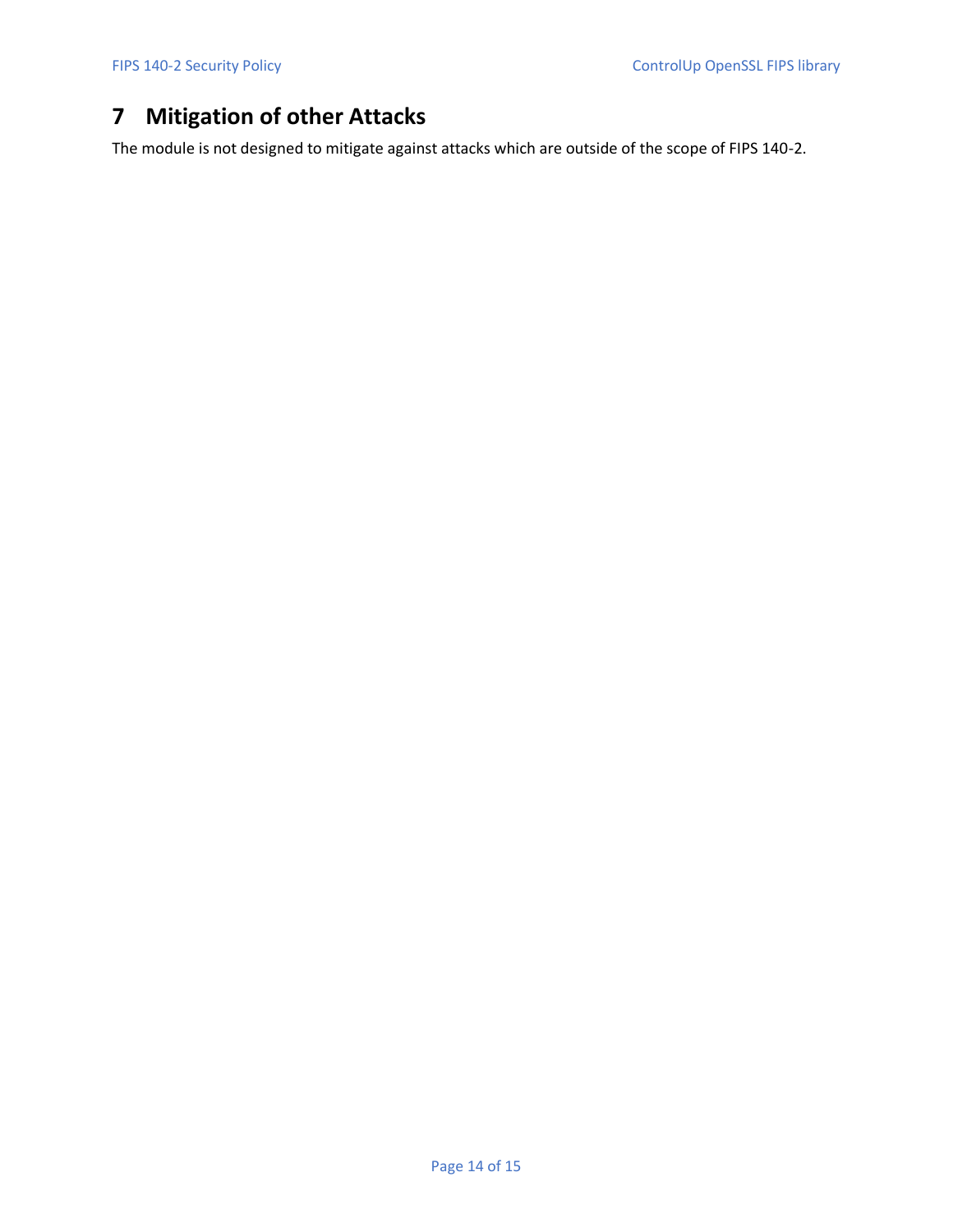# 7 Mitigation of other Attacks

The module is not designed to mitigate against attacks which are outside of the scope of FIPS 140-2.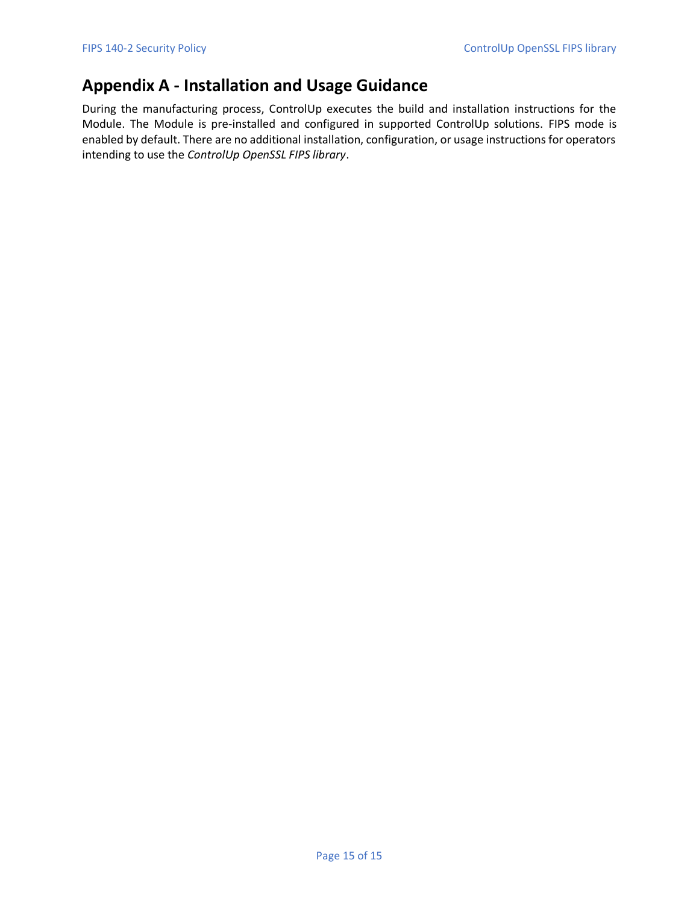# Appendix A - Installation and Usage Guidance

During the manufacturing process, ControlUp executes the build and installation instructions for the Module. The Module is pre-installed and configured in supported ControlUp solutions. FIPS mode is enabled by default. There are no additional installation, configuration, or usage instructions for operators intending to use the *ControlUp OpenSSL FIPS library*.